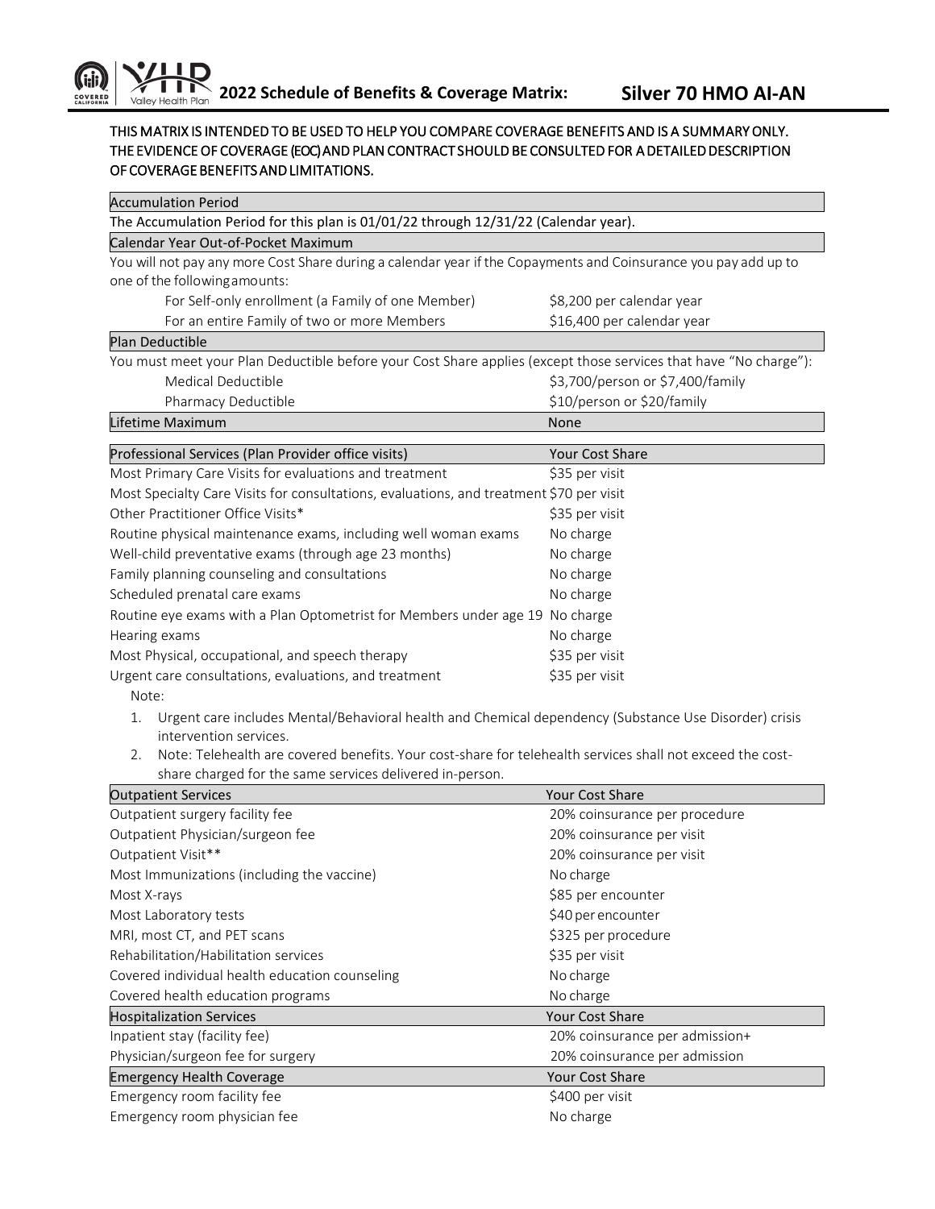# 2022 Schedule of Benefits & Coverage Matrix: Silver 70 HMO AI-AN

**THIS MATRIX IS INTENDED TO BE USED TO HELP YOU COMPARE COVERAGE BENEFITS AND IS A SUMMARY ONLY. THE EVIDENCE OF COVERAGE (EOC) AND PLAN CONTRACT SHOULD BE CONSULTED FOR A DETAILED DESCRIPTION OF COVERAGE BENEFITS AND LIMITATIONS.**

### Accumulation Period

The Accumulation Period for this plan is 01/01/22 through 12/31/22 (Calendar year).

### Calendar Year Out-of-Pocket Maximum

You will not pay any more Cost Share during a calendar year if the Copayments and Coinsurance you pay add up to one of the following amounts:

| | |
|---|---|
| For Self-only enrollment (a Family of one Member) | $8,200 per calendar year |
| For an entire Family of two or more Members | $16,400 per calendar year |

### Plan Deductible

You must meet your Plan Deductible before your Cost Share applies (except those services that have "No charge"):

| | |
|---|---|
| Medical Deductible | $3,700/person or $7,400/family |
| Pharmacy Deductible | $10/person or $20/family |

| Lifetime Maximum | None |
|---|---|

| Professional Services (Plan Provider office visits) | Your Cost Share |
|---|---|
| Most Primary Care Visits for evaluations and treatment | $35 per visit |
| Most Specialty Care Visits for consultations, evaluations, and treatment | $70 per visit |
| Other Practitioner Office Visits* | $35 per visit |
| Routine physical maintenance exams, including well woman exams | No charge |
| Well-child preventative exams (through age 23 months) | No charge |
| Family planning counseling and consultations | No charge |
| Scheduled prenatal care exams | No charge |
| Routine eye exams with a Plan Optometrist for Members under age 19 | No charge |
| Hearing exams | No charge |
| Most Physical, occupational, and speech therapy | $35 per visit |
| Urgent care consultations, evaluations, and treatment | $35 per visit |

Note:

1. Urgent care includes Mental/Behavioral health and Chemical dependency (Substance Use Disorder) crisis intervention services.
2. Note: Telehealth are covered benefits. Your cost-share for telehealth services shall not exceed the cost-share charged for the same services delivered in-person.

| Outpatient Services | Your Cost Share |
|---|---|
| Outpatient surgery facility fee | 20% coinsurance per procedure |
| Outpatient Physician/surgeon fee | 20% coinsurance per visit |
| Outpatient Visit** | 20% coinsurance per visit |
| Most Immunizations (including the vaccine) | No charge |
| Most X-rays | $85 per encounter |
| Most Laboratory tests | $40 per encounter |
| MRI, most CT, and PET scans | $325 per procedure |
| Rehabilitation/Habilitation services | $35 per visit |
| Covered individual health education counseling | No charge |
| Covered health education programs | No charge |

| Hospitalization Services | Your Cost Share |
|---|---|
| Inpatient stay (facility fee) | 20% coinsurance per admission+ |
| Physician/surgeon fee for surgery | 20% coinsurance per admission |

| Emergency Health Coverage | Your Cost Share |
|---|---|
| Emergency room facility fee | $400 per visit |
| Emergency room physician fee | No charge |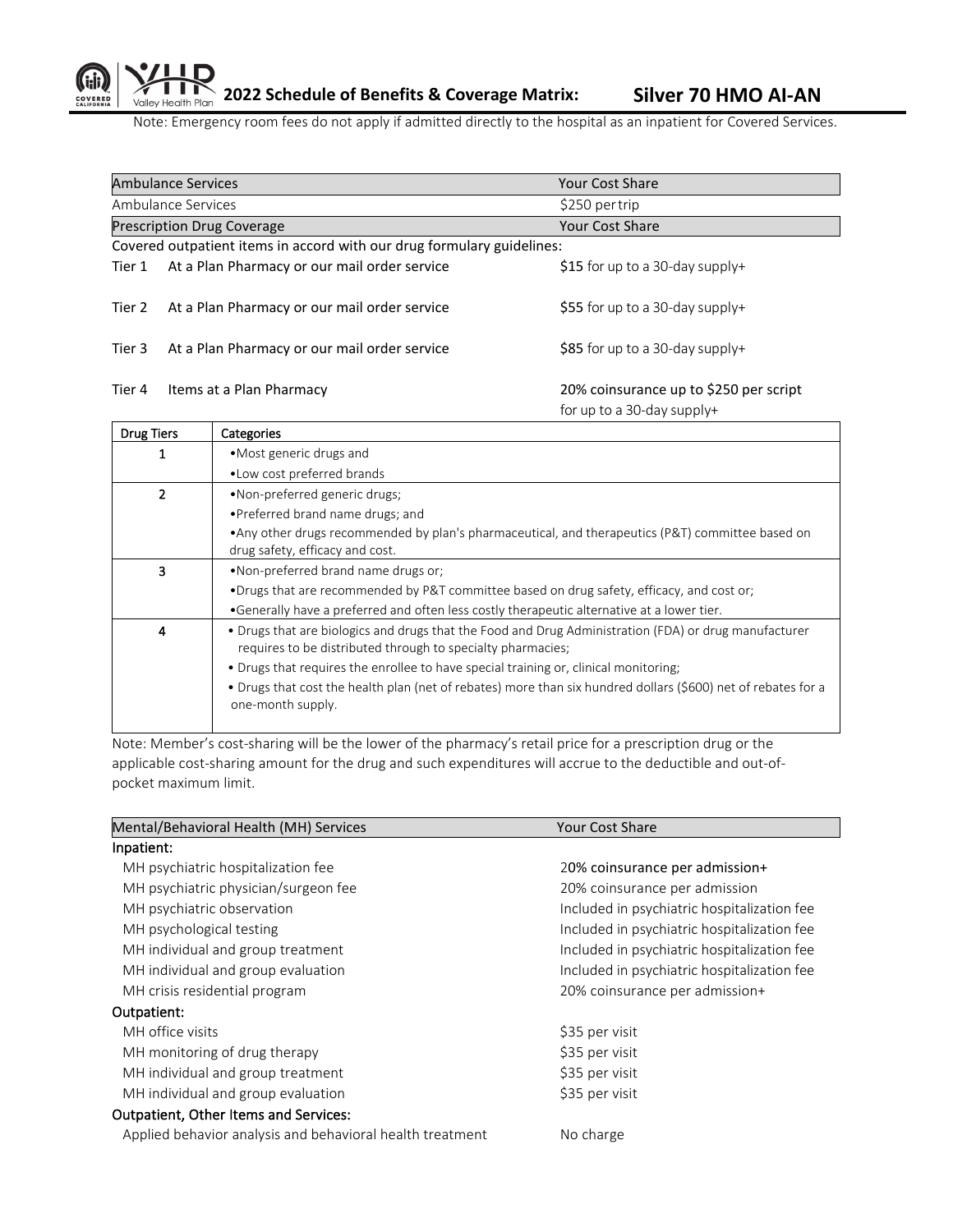Note: Emergency room fees do not apply if admitted directly to the hospital as an inpatient for Covered Services.

| Ambulance Services | Your Cost Share |
|---|---|
| Ambulance Services | $250 per trip |

| Prescription Drug Coverage | | Your Cost Share |
|---|---|---|
| Covered outpatient items in accord with our drug formulary guidelines: | | |
| Tier 1 | At a Plan Pharmacy or our mail order service | $15 for up to a 30-day supply+ |
| Tier 2 | At a Plan Pharmacy or our mail order service | $55 for up to a 30-day supply+ |
| Tier 3 | At a Plan Pharmacy or our mail order service | $85 for up to a 30-day supply+ |
| Tier 4 | Items at a Plan Pharmacy | 20% coinsurance up to $250 per script for up to a 30-day supply+ |

| Drug Tiers | Categories |
|---|---|
| 1 | •Most generic drugs and<br>•Low cost preferred brands |
| 2 | •Non-preferred generic drugs;<br>•Preferred brand name drugs; and<br>•Any other drugs recommended by plan's pharmaceutical, and therapeutics (P&T) committee based on drug safety, efficacy and cost. |
| 3 | •Non-preferred brand name drugs or;<br>•Drugs that are recommended by P&T committee based on drug safety, efficacy, and cost or;<br>•Generally have a preferred and often less costly therapeutic alternative at a lower tier. |
| 4 | • Drugs that are biologics and drugs that the Food and Drug Administration (FDA) or drug manufacturer requires to be distributed through to specialty pharmacies;<br>• Drugs that requires the enrollee to have special training or, clinical monitoring;<br>• Drugs that cost the health plan (net of rebates) more than six hundred dollars ($600) net of rebates for a one-month supply. |

Note: Member's cost-sharing will be the lower of the pharmacy's retail price for a prescription drug or the applicable cost-sharing amount for the drug and such expenditures will accrue to the deductible and out-of-pocket maximum limit.

| Mental/Behavioral Health (MH) Services | Your Cost Share |
|---|---|
| **Inpatient:** | |
| MH psychiatric hospitalization fee | 20% coinsurance per admission+ |
| MH psychiatric physician/surgeon fee | 20% coinsurance per admission |
| MH psychiatric observation | Included in psychiatric hospitalization fee |
| MH psychological testing | Included in psychiatric hospitalization fee |
| MH individual and group treatment | Included in psychiatric hospitalization fee |
| MH individual and group evaluation | Included in psychiatric hospitalization fee |
| MH crisis residential program | 20% coinsurance per admission+ |
| **Outpatient:** | |
| MH office visits | $35 per visit |
| MH monitoring of drug therapy | $35 per visit |
| MH individual and group treatment | $35 per visit |
| MH individual and group evaluation | $35 per visit |
| **Outpatient, Other Items and Services:** | |
| Applied behavior analysis and behavioral health treatment | No charge |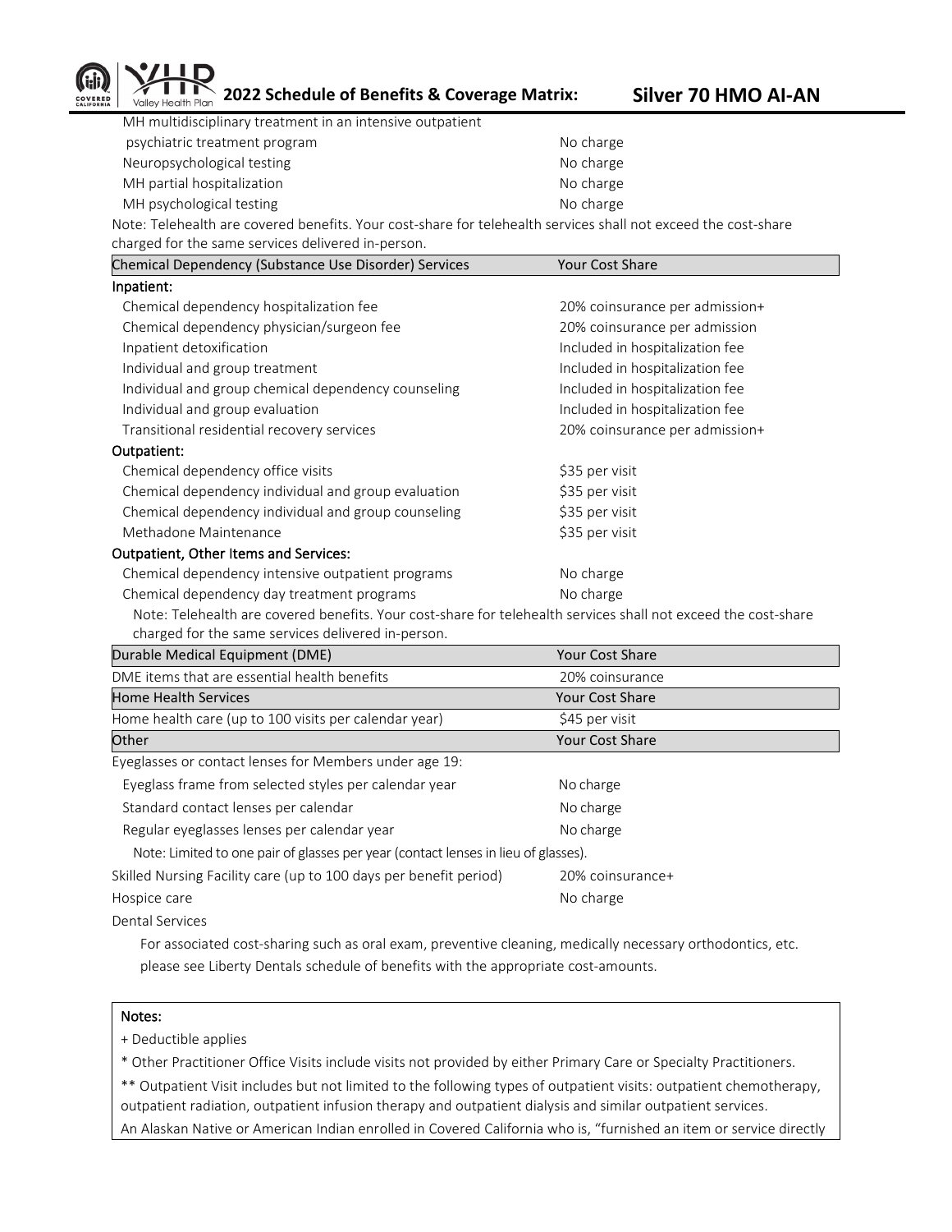| | |
|---|---|
| MH multidisciplinary treatment in an intensive outpatient psychiatric treatment program | No charge |
| Neuropsychological testing | No charge |
| MH partial hospitalization | No charge |
| MH psychological testing | No charge |

Note: Telehealth are covered benefits. Your cost-share for telehealth services shall not exceed the cost-share charged for the same services delivered in-person.

| Chemical Dependency (Substance Use Disorder) Services | Your Cost Share |
|---|---|
| **Inpatient:** | |
| Chemical dependency hospitalization fee | 20% coinsurance per admission+ |
| Chemical dependency physician/surgeon fee | 20% coinsurance per admission |
| Inpatient detoxification | Included in hospitalization fee |
| Individual and group treatment | Included in hospitalization fee |
| Individual and group chemical dependency counseling | Included in hospitalization fee |
| Individual and group evaluation | Included in hospitalization fee |
| Transitional residential recovery services | 20% coinsurance per admission+ |
| **Outpatient:** | |
| Chemical dependency office visits | $35 per visit |
| Chemical dependency individual and group evaluation | $35 per visit |
| Chemical dependency individual and group counseling | $35 per visit |
| Methadone Maintenance | $35 per visit |
| **Outpatient, Other Items and Services:** | |
| Chemical dependency intensive outpatient programs | No charge |
| Chemical dependency day treatment programs | No charge |

Note: Telehealth are covered benefits. Your cost-share for telehealth services shall not exceed the cost-share charged for the same services delivered in-person.

| Durable Medical Equipment (DME) | Your Cost Share |
|---|---|
| DME items that are essential health benefits | 20% coinsurance |

| Home Health Services | Your Cost Share |
|---|---|
| Home health care (up to 100 visits per calendar year) | $45 per visit |

| Other | Your Cost Share |
|---|---|
| Eyeglasses or contact lenses for Members under age 19: | |
| Eyeglass frame from selected styles per calendar year | No charge |
| Standard contact lenses per calendar | No charge |
| Regular eyeglasses lenses per calendar year | No charge |
| Note: Limited to one pair of glasses per year (contact lenses in lieu of glasses). | |
| Skilled Nursing Facility care (up to 100 days per benefit period) | 20% coinsurance+ |
| Hospice care | No charge |
| Dental Services | |

For associated cost-sharing such as oral exam, preventive cleaning, medically necessary orthodontics, etc. please see Liberty Dentals schedule of benefits with the appropriate cost-amounts.

**Notes:**

+ Deductible applies

* Other Practitioner Office Visits include visits not provided by either Primary Care or Specialty Practitioners.

** Outpatient Visit includes but not limited to the following types of outpatient visits: outpatient chemotherapy, outpatient radiation, outpatient infusion therapy and outpatient dialysis and similar outpatient services.

An Alaskan Native or American Indian enrolled in Covered California who is, "furnished an item or service directly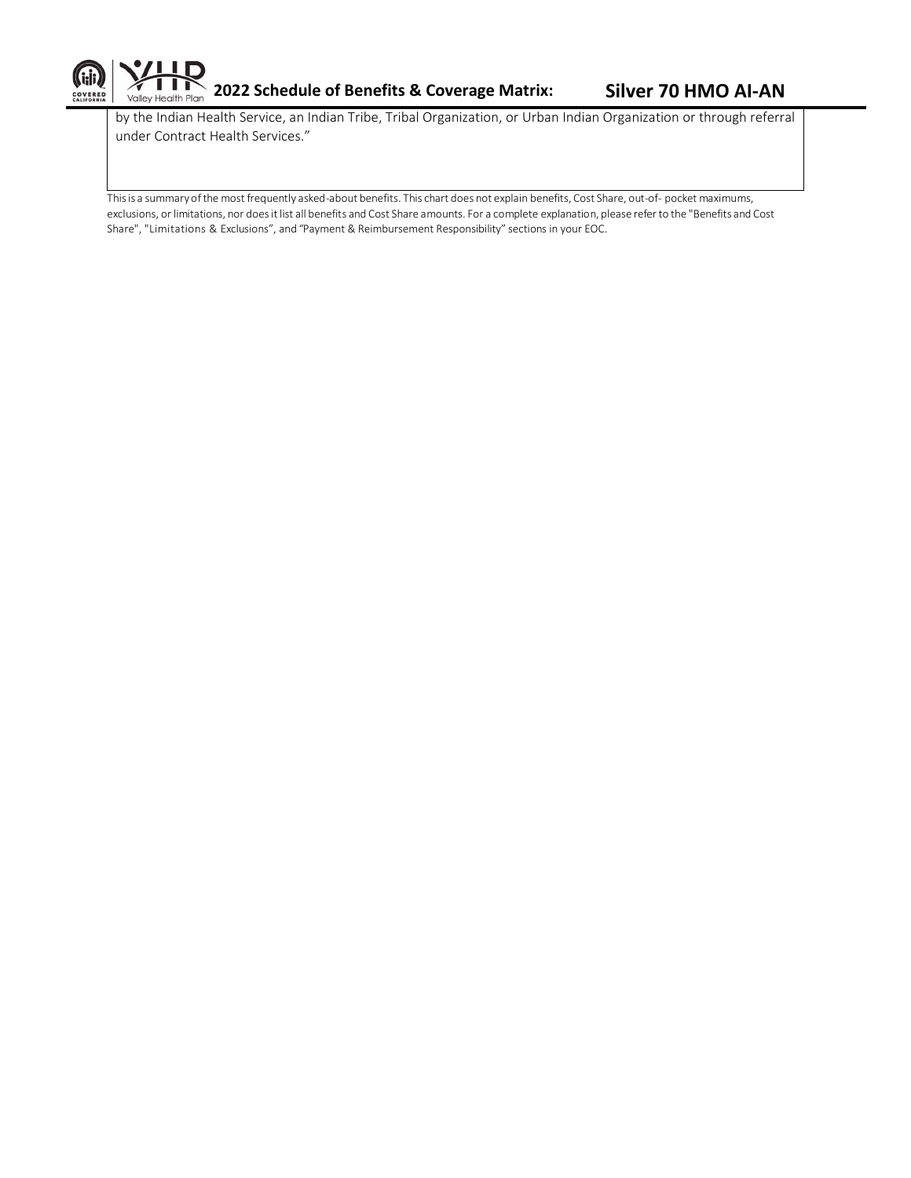by the Indian Health Service, an Indian Tribe, Tribal Organization, or Urban Indian Organization or through referral under Contract Health Services."

This is a summary of the most frequently asked-about benefits. This chart does not explain benefits, Cost Share, out-of- pocket maximums, exclusions, or limitations, nor does it list all benefits and Cost Share amounts. For a complete explanation, please refer to the "Benefits and Cost Share", "Limitations & Exclusions", and "Payment & Reimbursement Responsibility" sections in your EOC.